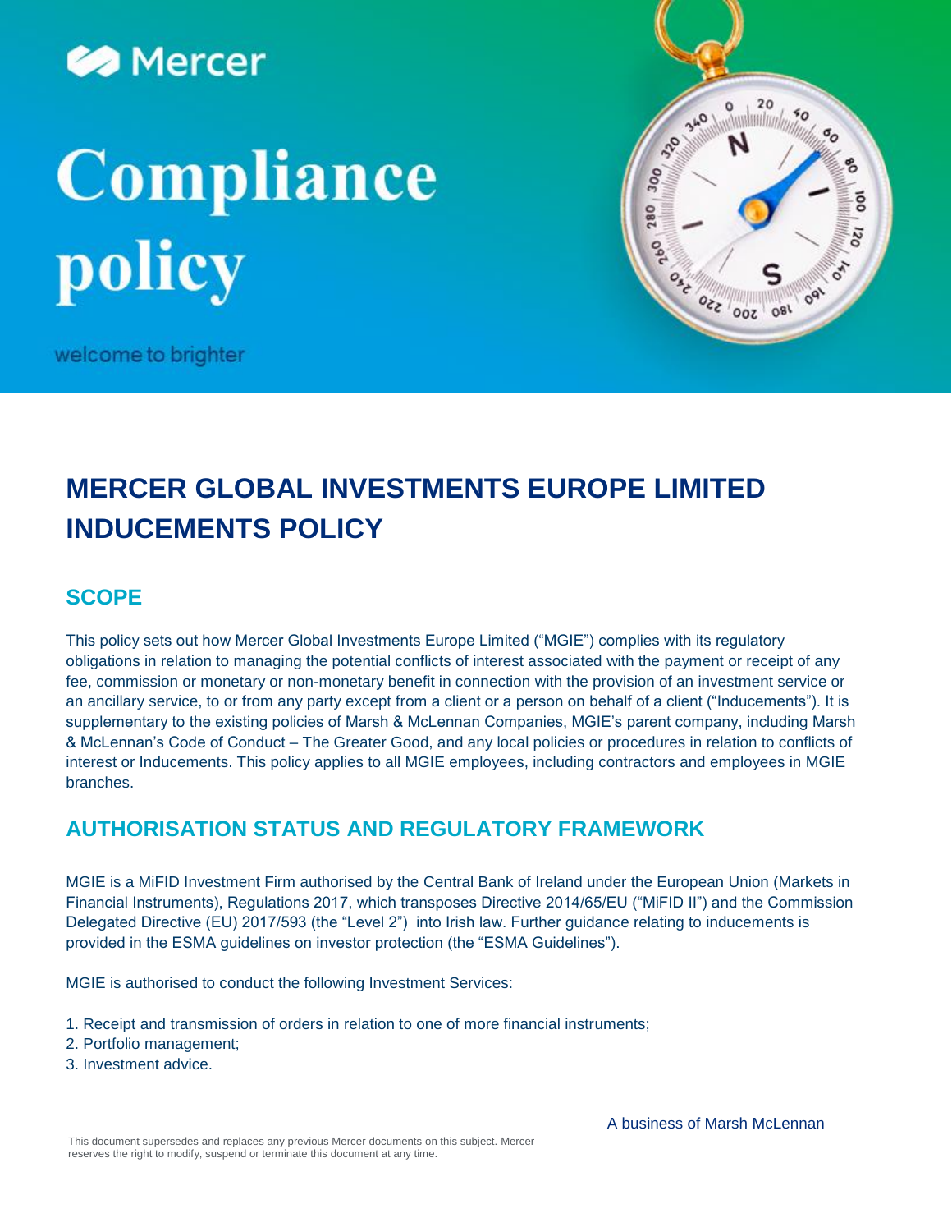Mercer

# Compliance policy

welcome to brighter

# MERCER GLOBAL INVESTMENTS EUROPE LIMITED INDUCEMENTS POLICY

## SCOPE

This policy sets out how Mercer Global Investments Europe Limited ("MGIE") complies with its regulatory obligations in relation to managing the potential conflicts of interest associated with the payment or receipt of any fee, commission or monetary or non-monetary benefit in connection with the provision of an investment service or an ancillary service, to or from any party except from a client or a person on behalf of a client ("Inducements"). It is supplementary to the existing policies of Marsh & McLennan Companies, MGIE's parent company, including Marsh & McLennan's Code of Conduct – The Greater Good, and any local policies or procedures in relation to conflicts of interest or Inducements. This policy applies to all MGIE employees, including contractors and employees in MGIE branches.

## AUTHORISATION STATUS AND REGULATORY FRAMEWORK

MGIE is a MiFID Investment Firm authorised by the Central Bank of Ireland under the European Union (Markets in Financial Instruments), Regulations 2017, which transposes Directive 2014/65/EU ("MiFID II") and the Commission Delegated Directive (EU) 2017/593 (the "Level 2") into Irish law. Further guidance relating to inducements is provided in the ESMA guidelines on investor protection (the "ESMA Guidelines").

MGIE is authorised to conduct the following Investment Services:

1. Receipt and transmission of orders in relation to one of more financial instruments;
2. Portfolio management;
3. Investment advice.

A business of Marsh McLennan

This document supersedes and replaces any previous Mercer documents on this subject. Mercer reserves the right to modify, suspend or terminate this document at any time.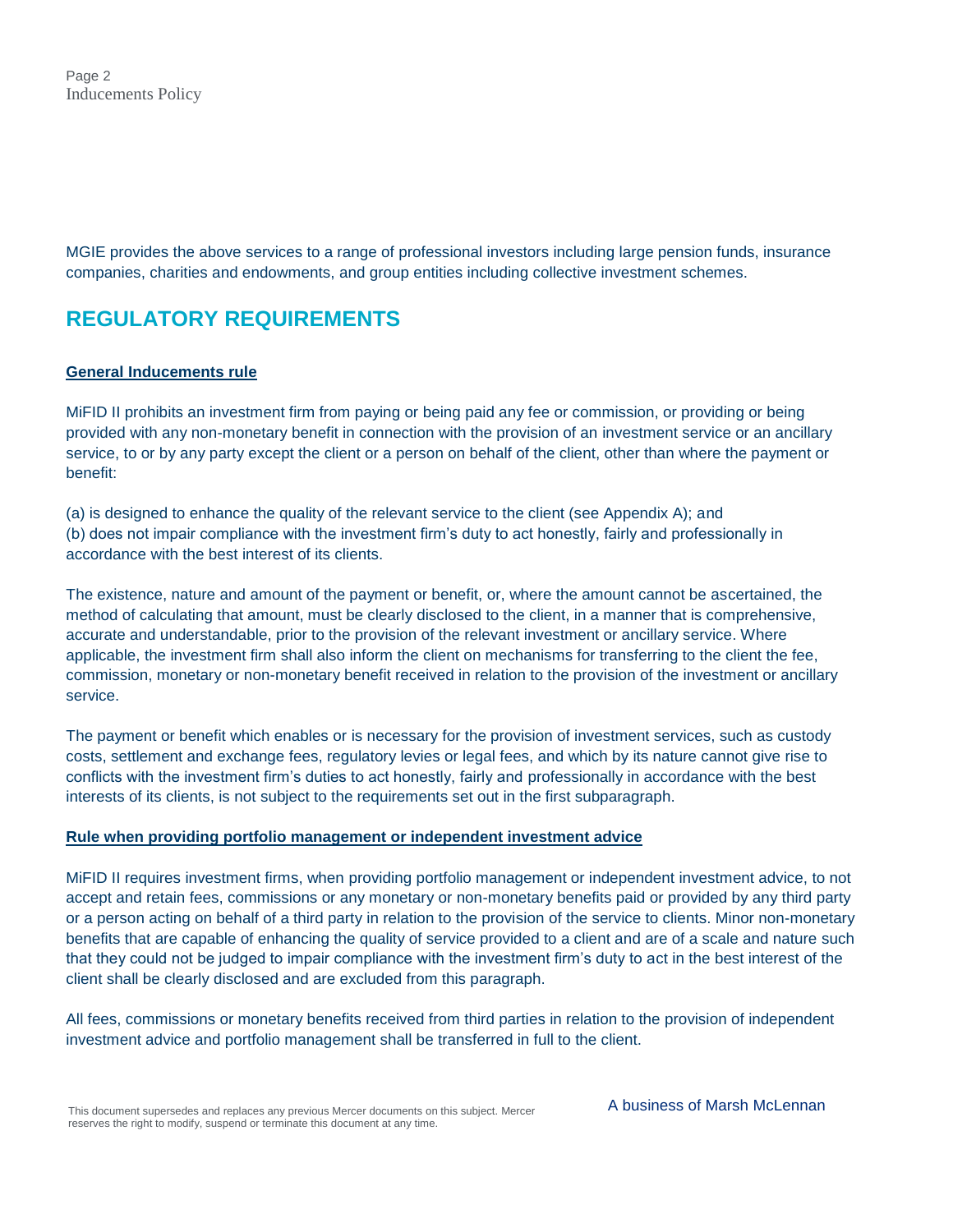MGIE provides the above services to a range of professional investors including large pension funds, insurance companies, charities and endowments, and group entities including collective investment schemes.

## REGULATORY REQUIREMENTS

### General Inducements rule

MiFID II prohibits an investment firm from paying or being paid any fee or commission, or providing or being provided with any non-monetary benefit in connection with the provision of an investment service or an ancillary service, to or by any party except the client or a person on behalf of the client, other than where the payment or benefit:

(a) is designed to enhance the quality of the relevant service to the client (see Appendix A); and
(b) does not impair compliance with the investment firm's duty to act honestly, fairly and professionally in accordance with the best interest of its clients.

The existence, nature and amount of the payment or benefit, or, where the amount cannot be ascertained, the method of calculating that amount, must be clearly disclosed to the client, in a manner that is comprehensive, accurate and understandable, prior to the provision of the relevant investment or ancillary service. Where applicable, the investment firm shall also inform the client on mechanisms for transferring to the client the fee, commission, monetary or non-monetary benefit received in relation to the provision of the investment or ancillary service.

The payment or benefit which enables or is necessary for the provision of investment services, such as custody costs, settlement and exchange fees, regulatory levies or legal fees, and which by its nature cannot give rise to conflicts with the investment firm's duties to act honestly, fairly and professionally in accordance with the best interests of its clients, is not subject to the requirements set out in the first subparagraph.

### Rule when providing portfolio management or independent investment advice

MiFID II requires investment firms, when providing portfolio management or independent investment advice, to not accept and retain fees, commissions or any monetary or non-monetary benefits paid or provided by any third party or a person acting on behalf of a third party in relation to the provision of the service to clients. Minor non-monetary benefits that are capable of enhancing the quality of service provided to a client and are of a scale and nature such that they could not be judged to impair compliance with the investment firm's duty to act in the best interest of the client shall be clearly disclosed and are excluded from this paragraph.

All fees, commissions or monetary benefits received from third parties in relation to the provision of independent investment advice and portfolio management shall be transferred in full to the client.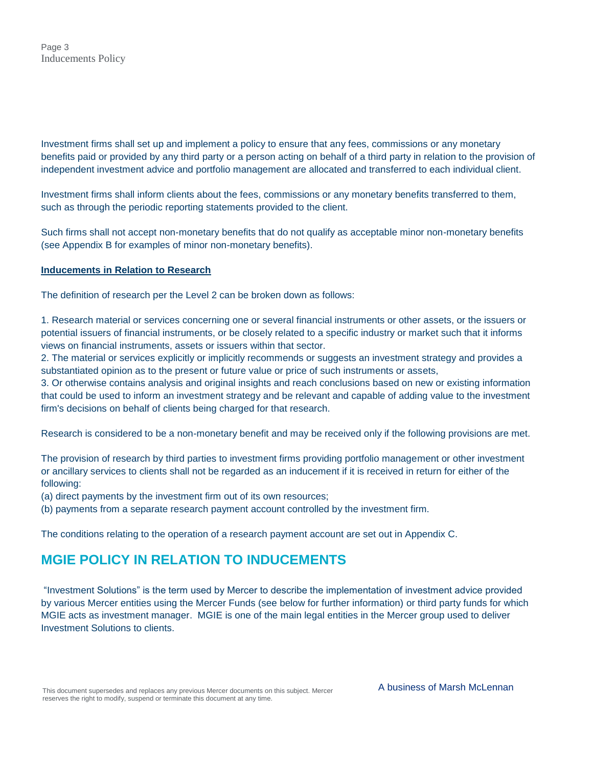Investment firms shall set up and implement a policy to ensure that any fees, commissions or any monetary benefits paid or provided by any third party or a person acting on behalf of a third party in relation to the provision of independent investment advice and portfolio management are allocated and transferred to each individual client.

Investment firms shall inform clients about the fees, commissions or any monetary benefits transferred to them, such as through the periodic reporting statements provided to the client.

Such firms shall not accept non-monetary benefits that do not qualify as acceptable minor non-monetary benefits (see Appendix B for examples of minor non-monetary benefits).

**Inducements in Relation to Research**

The definition of research per the Level 2 can be broken down as follows:

1. Research material or services concerning one or several financial instruments or other assets, or the issuers or potential issuers of financial instruments, or be closely related to a specific industry or market such that it informs views on financial instruments, assets or issuers within that sector.
2. The material or services explicitly or implicitly recommends or suggests an investment strategy and provides a substantiated opinion as to the present or future value or price of such instruments or assets,
3. Or otherwise contains analysis and original insights and reach conclusions based on new or existing information that could be used to inform an investment strategy and be relevant and capable of adding value to the investment firm's decisions on behalf of clients being charged for that research.

Research is considered to be a non-monetary benefit and may be received only if the following provisions are met.

The provision of research by third parties to investment firms providing portfolio management or other investment or ancillary services to clients shall not be regarded as an inducement if it is received in return for either of the following:

(a) direct payments by the investment firm out of its own resources;
(b) payments from a separate research payment account controlled by the investment firm.

The conditions relating to the operation of a research payment account are set out in Appendix C.

## MGIE POLICY IN RELATION TO INDUCEMENTS

"Investment Solutions" is the term used by Mercer to describe the implementation of investment advice provided by various Mercer entities using the Mercer Funds (see below for further information) or third party funds for which MGIE acts as investment manager. MGIE is one of the main legal entities in the Mercer group used to deliver Investment Solutions to clients.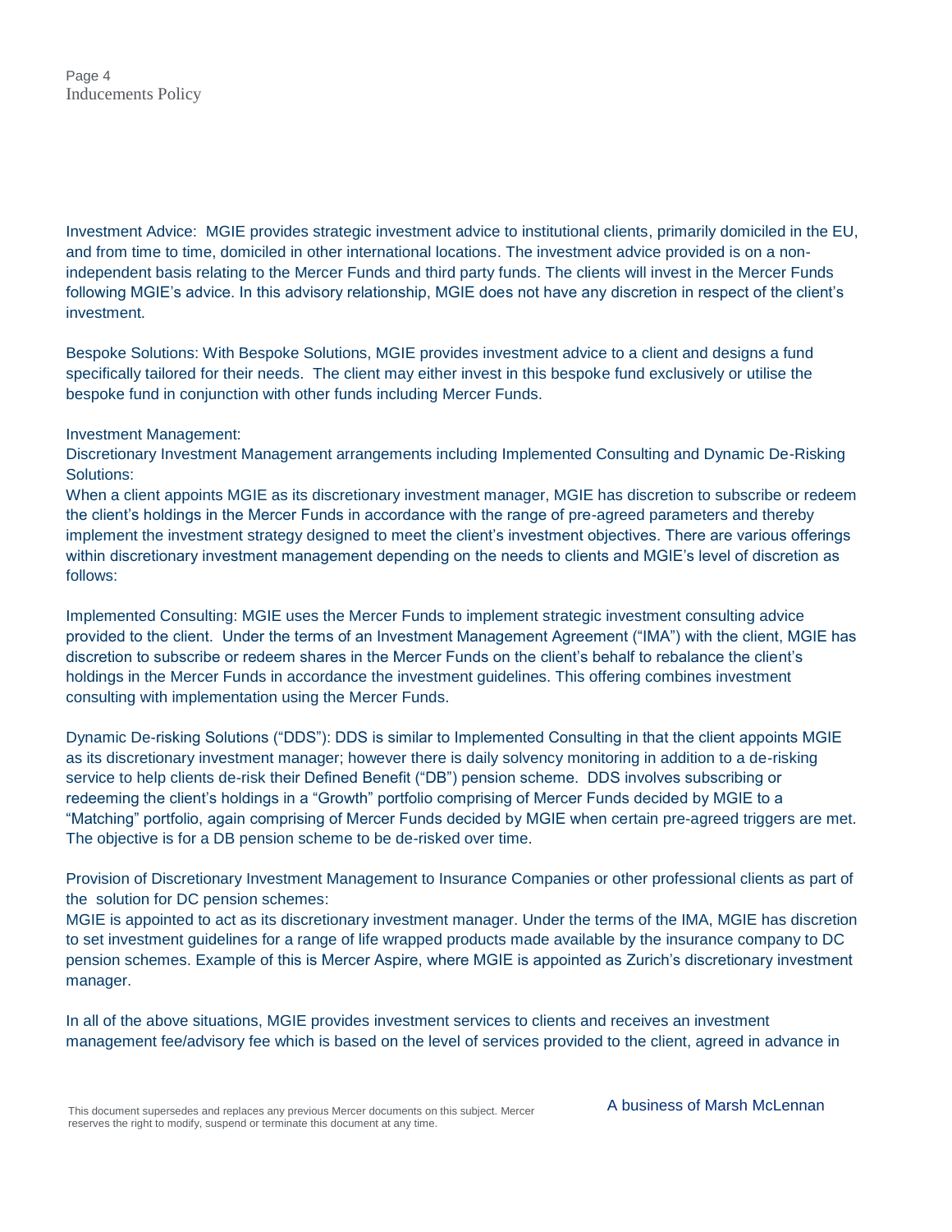Investment Advice: MGIE provides strategic investment advice to institutional clients, primarily domiciled in the EU, and from time to time, domiciled in other international locations. The investment advice provided is on a non-independent basis relating to the Mercer Funds and third party funds. The clients will invest in the Mercer Funds following MGIE's advice. In this advisory relationship, MGIE does not have any discretion in respect of the client's investment.

Bespoke Solutions: With Bespoke Solutions, MGIE provides investment advice to a client and designs a fund specifically tailored for their needs. The client may either invest in this bespoke fund exclusively or utilise the bespoke fund in conjunction with other funds including Mercer Funds.

Investment Management:
Discretionary Investment Management arrangements including Implemented Consulting and Dynamic De-Risking Solutions:
When a client appoints MGIE as its discretionary investment manager, MGIE has discretion to subscribe or redeem the client's holdings in the Mercer Funds in accordance with the range of pre-agreed parameters and thereby implement the investment strategy designed to meet the client's investment objectives. There are various offerings within discretionary investment management depending on the needs to clients and MGIE's level of discretion as follows:

Implemented Consulting: MGIE uses the Mercer Funds to implement strategic investment consulting advice provided to the client. Under the terms of an Investment Management Agreement ("IMA") with the client, MGIE has discretion to subscribe or redeem shares in the Mercer Funds on the client's behalf to rebalance the client's holdings in the Mercer Funds in accordance the investment guidelines. This offering combines investment consulting with implementation using the Mercer Funds.

Dynamic De-risking Solutions ("DDS"): DDS is similar to Implemented Consulting in that the client appoints MGIE as its discretionary investment manager; however there is daily solvency monitoring in addition to a de-risking service to help clients de-risk their Defined Benefit ("DB") pension scheme. DDS involves subscribing or redeeming the client's holdings in a "Growth" portfolio comprising of Mercer Funds decided by MGIE to a "Matching" portfolio, again comprising of Mercer Funds decided by MGIE when certain pre-agreed triggers are met. The objective is for a DB pension scheme to be de-risked over time.

Provision of Discretionary Investment Management to Insurance Companies or other professional clients as part of the solution for DC pension schemes:
MGIE is appointed to act as its discretionary investment manager. Under the terms of the IMA, MGIE has discretion to set investment guidelines for a range of life wrapped products made available by the insurance company to DC pension schemes. Example of this is Mercer Aspire, where MGIE is appointed as Zurich's discretionary investment manager.

In all of the above situations, MGIE provides investment services to clients and receives an investment management fee/advisory fee which is based on the level of services provided to the client, agreed in advance in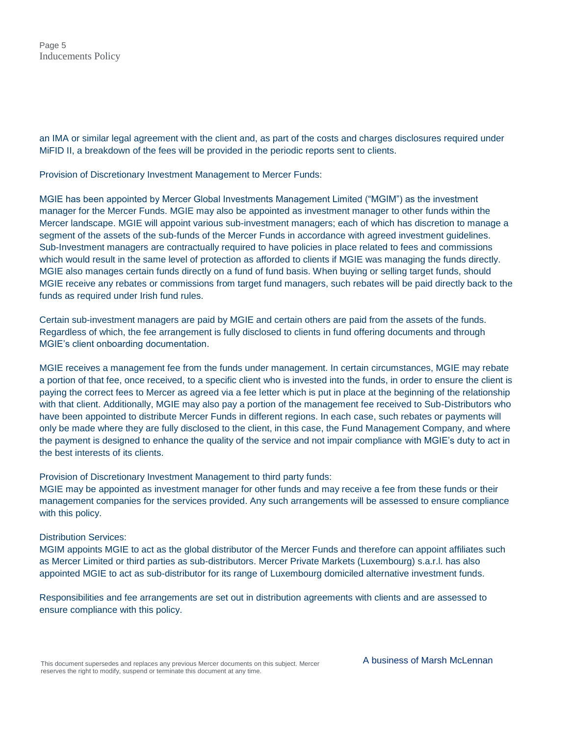an IMA or similar legal agreement with the client and, as part of the costs and charges disclosures required under MiFID II, a breakdown of the fees will be provided in the periodic reports sent to clients.

Provision of Discretionary Investment Management to Mercer Funds:

MGIE has been appointed by Mercer Global Investments Management Limited ("MGIM") as the investment manager for the Mercer Funds. MGIE may also be appointed as investment manager to other funds within the Mercer landscape. MGIE will appoint various sub-investment managers; each of which has discretion to manage a segment of the assets of the sub-funds of the Mercer Funds in accordance with agreed investment guidelines. Sub-Investment managers are contractually required to have policies in place related to fees and commissions which would result in the same level of protection as afforded to clients if MGIE was managing the funds directly. MGIE also manages certain funds directly on a fund of fund basis. When buying or selling target funds, should MGIE receive any rebates or commissions from target fund managers, such rebates will be paid directly back to the funds as required under Irish fund rules.

Certain sub-investment managers are paid by MGIE and certain others are paid from the assets of the funds. Regardless of which, the fee arrangement is fully disclosed to clients in fund offering documents and through MGIE's client onboarding documentation.

MGIE receives a management fee from the funds under management. In certain circumstances, MGIE may rebate a portion of that fee, once received, to a specific client who is invested into the funds, in order to ensure the client is paying the correct fees to Mercer as agreed via a fee letter which is put in place at the beginning of the relationship with that client. Additionally, MGIE may also pay a portion of the management fee received to Sub-Distributors who have been appointed to distribute Mercer Funds in different regions. In each case, such rebates or payments will only be made where they are fully disclosed to the client, in this case, the Fund Management Company, and where the payment is designed to enhance the quality of the service and not impair compliance with MGIE's duty to act in the best interests of its clients.

Provision of Discretionary Investment Management to third party funds:
MGIE may be appointed as investment manager for other funds and may receive a fee from these funds or their management companies for the services provided. Any such arrangements will be assessed to ensure compliance with this policy.

Distribution Services:
MGIM appoints MGIE to act as the global distributor of the Mercer Funds and therefore can appoint affiliates such as Mercer Limited or third parties as sub-distributors. Mercer Private Markets (Luxembourg) s.a.r.l. has also appointed MGIE to act as sub-distributor for its range of Luxembourg domiciled alternative investment funds.

Responsibilities and fee arrangements are set out in distribution agreements with clients and are assessed to ensure compliance with this policy.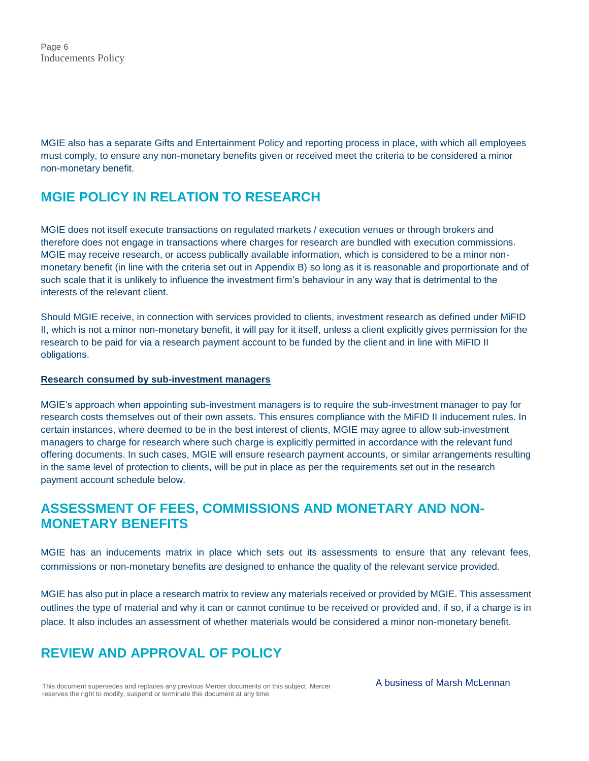MGIE also has a separate Gifts and Entertainment Policy and reporting process in place, with which all employees must comply, to ensure any non-monetary benefits given or received meet the criteria to be considered a minor non-monetary benefit.

## MGIE POLICY IN RELATION TO RESEARCH

MGIE does not itself execute transactions on regulated markets / execution venues or through brokers and therefore does not engage in transactions where charges for research are bundled with execution commissions. MGIE may receive research, or access publically available information, which is considered to be a minor non-monetary benefit (in line with the criteria set out in Appendix B) so long as it is reasonable and proportionate and of such scale that it is unlikely to influence the investment firm's behaviour in any way that is detrimental to the interests of the relevant client.

Should MGIE receive, in connection with services provided to clients, investment research as defined under MiFID II, which is not a minor non-monetary benefit, it will pay for it itself, unless a client explicitly gives permission for the research to be paid for via a research payment account to be funded by the client and in line with MiFID II obligations.

**Research consumed by sub-investment managers**

MGIE's approach when appointing sub-investment managers is to require the sub-investment manager to pay for research costs themselves out of their own assets. This ensures compliance with the MiFID II inducement rules. In certain instances, where deemed to be in the best interest of clients, MGIE may agree to allow sub-investment managers to charge for research where such charge is explicitly permitted in accordance with the relevant fund offering documents. In such cases, MGIE will ensure research payment accounts, or similar arrangements resulting in the same level of protection to clients, will be put in place as per the requirements set out in the research payment account schedule below.

## ASSESSMENT OF FEES, COMMISSIONS AND MONETARY AND NON-MONETARY BENEFITS

MGIE has an inducements matrix in place which sets out its assessments to ensure that any relevant fees, commissions or non-monetary benefits are designed to enhance the quality of the relevant service provided.

MGIE has also put in place a research matrix to review any materials received or provided by MGIE. This assessment outlines the type of material and why it can or cannot continue to be received or provided and, if so, if a charge is in place. It also includes an assessment of whether materials would be considered a minor non-monetary benefit.

## REVIEW AND APPROVAL OF POLICY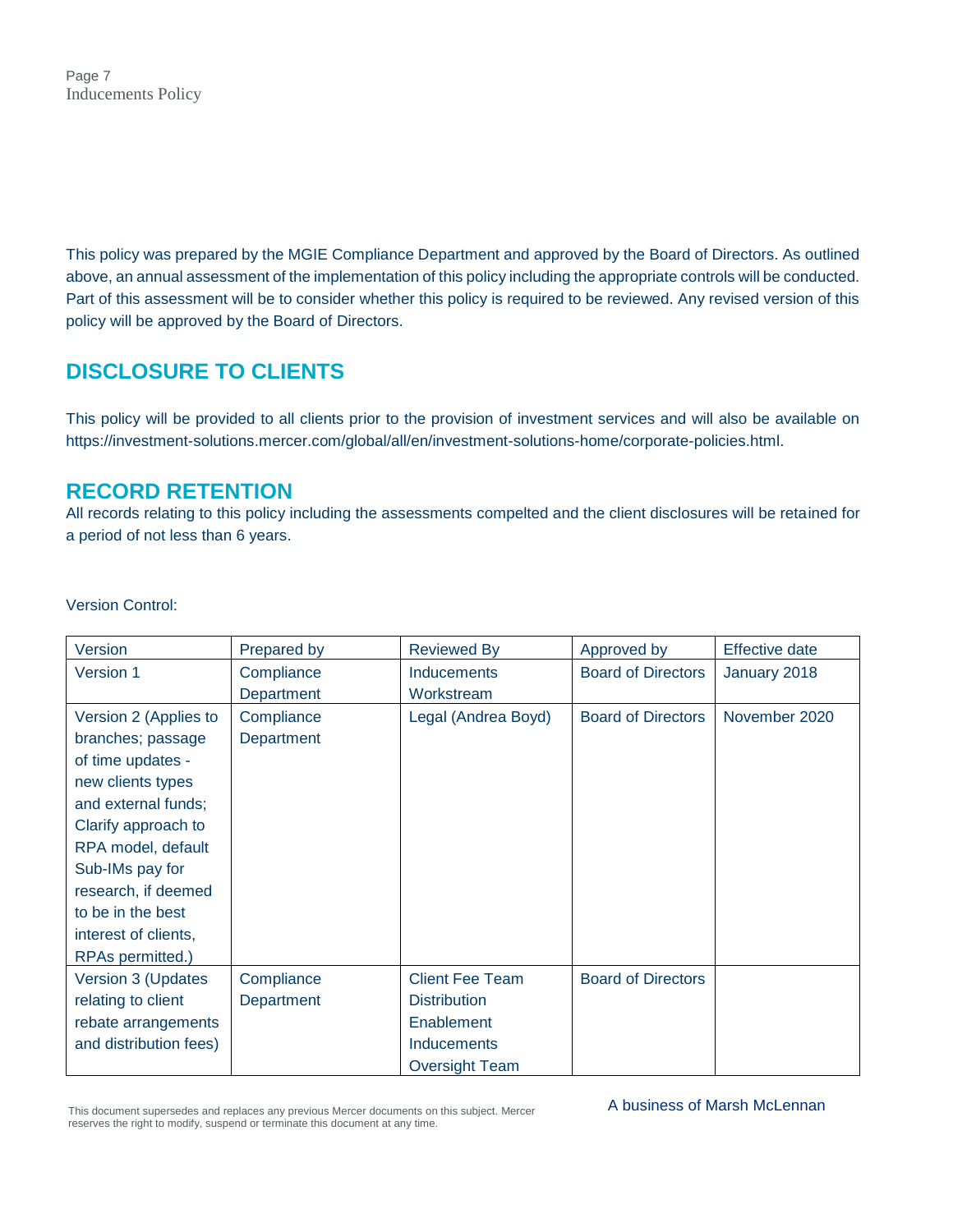This policy was prepared by the MGIE Compliance Department and approved by the Board of Directors. As outlined above, an annual assessment of the implementation of this policy including the appropriate controls will be conducted. Part of this assessment will be to consider whether this policy is required to be reviewed. Any revised version of this policy will be approved by the Board of Directors.

## DISCLOSURE TO CLIENTS

This policy will be provided to all clients prior to the provision of investment services and will also be available on https://investment-solutions.mercer.com/global/all/en/investment-solutions-home/corporate-policies.html.

## RECORD RETENTION

All records relating to this policy including the assessments compelted and the client disclosures will be retained for a period of not less than 6 years.

Version Control:

| Version | Prepared by | Reviewed By | Approved by | Effective date |
|---|---|---|---|---|
| Version 1 | Compliance Department | Inducements Workstream | Board of Directors | January 2018 |
| Version 2 (Applies to branches; passage of time updates - new clients types and external funds; Clarify approach to RPA model, default Sub-IMs pay for research, if deemed to be in the best interest of clients, RPAs permitted.) | Compliance Department | Legal (Andrea Boyd) | Board of Directors | November 2020 |
| Version 3 (Updates relating to client rebate arrangements and distribution fees) | Compliance Department | Client Fee Team Distribution Enablement Inducements Oversight Team | Board of Directors | |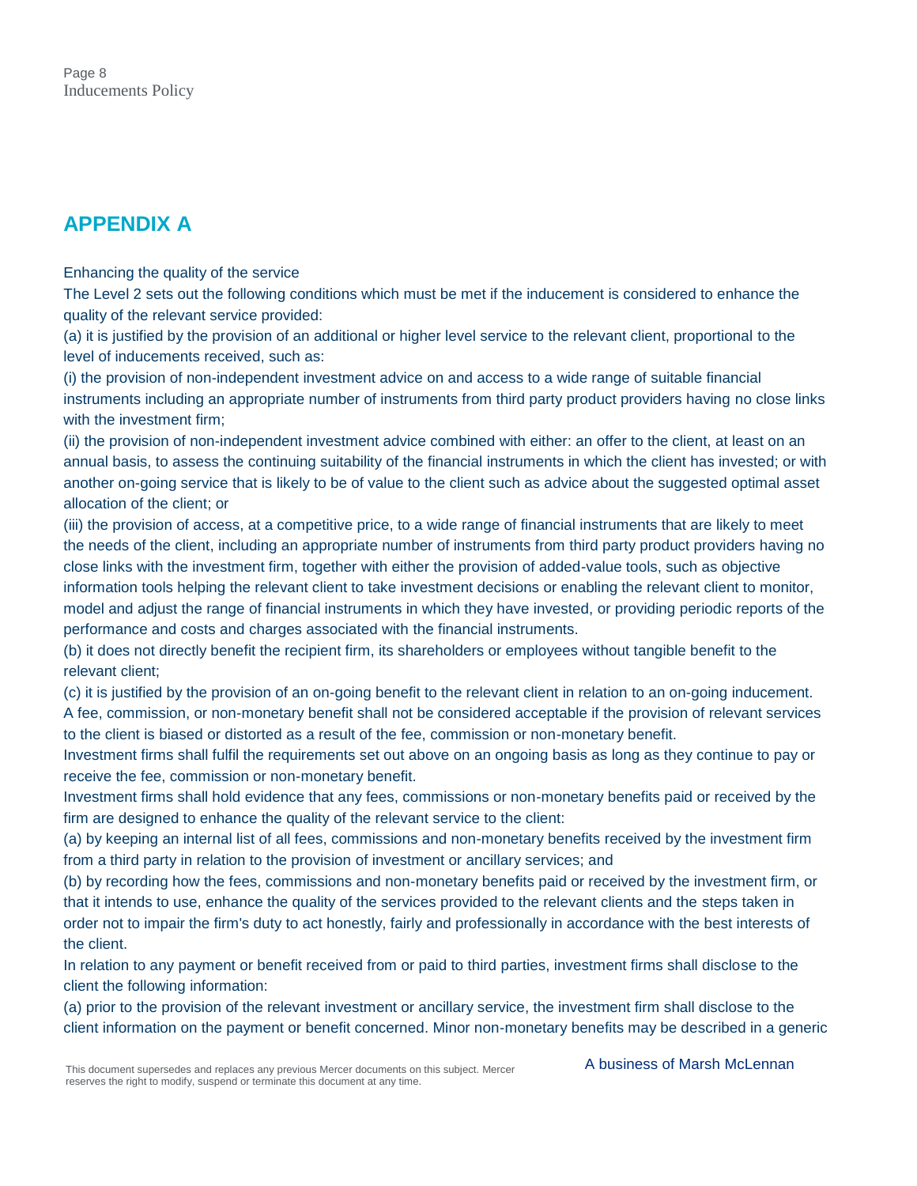## APPENDIX A

Enhancing the quality of the service

The Level 2 sets out the following conditions which must be met if the inducement is considered to enhance the quality of the relevant service provided:

(a) it is justified by the provision of an additional or higher level service to the relevant client, proportional to the level of inducements received, such as:

(i) the provision of non-independent investment advice on and access to a wide range of suitable financial instruments including an appropriate number of instruments from third party product providers having no close links with the investment firm;

(ii) the provision of non-independent investment advice combined with either: an offer to the client, at least on an annual basis, to assess the continuing suitability of the financial instruments in which the client has invested; or with another on-going service that is likely to be of value to the client such as advice about the suggested optimal asset allocation of the client; or

(iii) the provision of access, at a competitive price, to a wide range of financial instruments that are likely to meet the needs of the client, including an appropriate number of instruments from third party product providers having no close links with the investment firm, together with either the provision of added-value tools, such as objective information tools helping the relevant client to take investment decisions or enabling the relevant client to monitor, model and adjust the range of financial instruments in which they have invested, or providing periodic reports of the performance and costs and charges associated with the financial instruments.

(b) it does not directly benefit the recipient firm, its shareholders or employees without tangible benefit to the relevant client;

(c) it is justified by the provision of an on-going benefit to the relevant client in relation to an on-going inducement.

A fee, commission, or non-monetary benefit shall not be considered acceptable if the provision of relevant services to the client is biased or distorted as a result of the fee, commission or non-monetary benefit.

Investment firms shall fulfil the requirements set out above on an ongoing basis as long as they continue to pay or receive the fee, commission or non-monetary benefit.

Investment firms shall hold evidence that any fees, commissions or non-monetary benefits paid or received by the firm are designed to enhance the quality of the relevant service to the client:

(a) by keeping an internal list of all fees, commissions and non-monetary benefits received by the investment firm from a third party in relation to the provision of investment or ancillary services; and

(b) by recording how the fees, commissions and non-monetary benefits paid or received by the investment firm, or that it intends to use, enhance the quality of the services provided to the relevant clients and the steps taken in order not to impair the firm's duty to act honestly, fairly and professionally in accordance with the best interests of the client.

In relation to any payment or benefit received from or paid to third parties, investment firms shall disclose to the client the following information:

(a) prior to the provision of the relevant investment or ancillary service, the investment firm shall disclose to the client information on the payment or benefit concerned. Minor non-monetary benefits may be described in a generic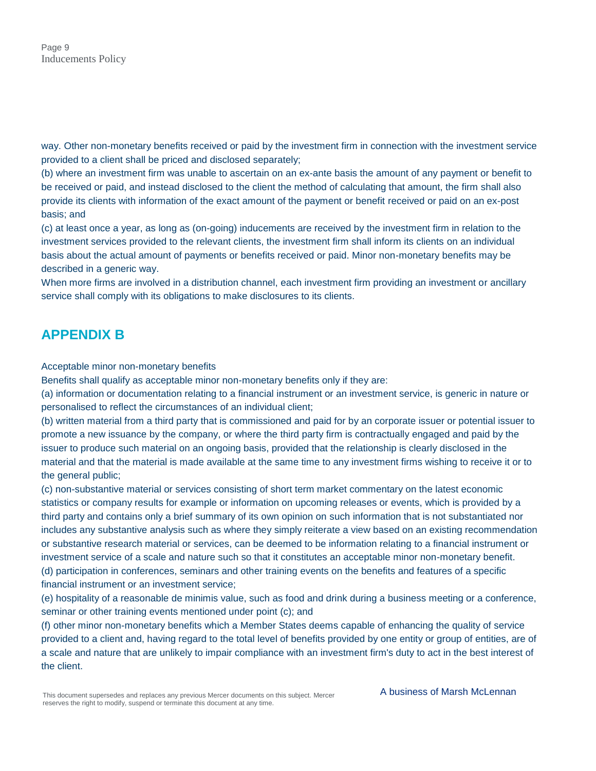way. Other non-monetary benefits received or paid by the investment firm in connection with the investment service provided to a client shall be priced and disclosed separately;

(b) where an investment firm was unable to ascertain on an ex-ante basis the amount of any payment or benefit to be received or paid, and instead disclosed to the client the method of calculating that amount, the firm shall also provide its clients with information of the exact amount of the payment or benefit received or paid on an ex-post basis; and

(c) at least once a year, as long as (on-going) inducements are received by the investment firm in relation to the investment services provided to the relevant clients, the investment firm shall inform its clients on an individual basis about the actual amount of payments or benefits received or paid. Minor non-monetary benefits may be described in a generic way.

When more firms are involved in a distribution channel, each investment firm providing an investment or ancillary service shall comply with its obligations to make disclosures to its clients.

## APPENDIX B

Acceptable minor non-monetary benefits

Benefits shall qualify as acceptable minor non-monetary benefits only if they are:

(a) information or documentation relating to a financial instrument or an investment service, is generic in nature or personalised to reflect the circumstances of an individual client;

(b) written material from a third party that is commissioned and paid for by an corporate issuer or potential issuer to promote a new issuance by the company, or where the third party firm is contractually engaged and paid by the issuer to produce such material on an ongoing basis, provided that the relationship is clearly disclosed in the material and that the material is made available at the same time to any investment firms wishing to receive it or to the general public;

(c) non-substantive material or services consisting of short term market commentary on the latest economic statistics or company results for example or information on upcoming releases or events, which is provided by a third party and contains only a brief summary of its own opinion on such information that is not substantiated nor includes any substantive analysis such as where they simply reiterate a view based on an existing recommendation or substantive research material or services, can be deemed to be information relating to a financial instrument or investment service of a scale and nature such so that it constitutes an acceptable minor non-monetary benefit.

(d) participation in conferences, seminars and other training events on the benefits and features of a specific financial instrument or an investment service;

(e) hospitality of a reasonable de minimis value, such as food and drink during a business meeting or a conference, seminar or other training events mentioned under point (c); and

(f) other minor non-monetary benefits which a Member States deems capable of enhancing the quality of service provided to a client and, having regard to the total level of benefits provided by one entity or group of entities, are of a scale and nature that are unlikely to impair compliance with an investment firm's duty to act in the best interest of the client.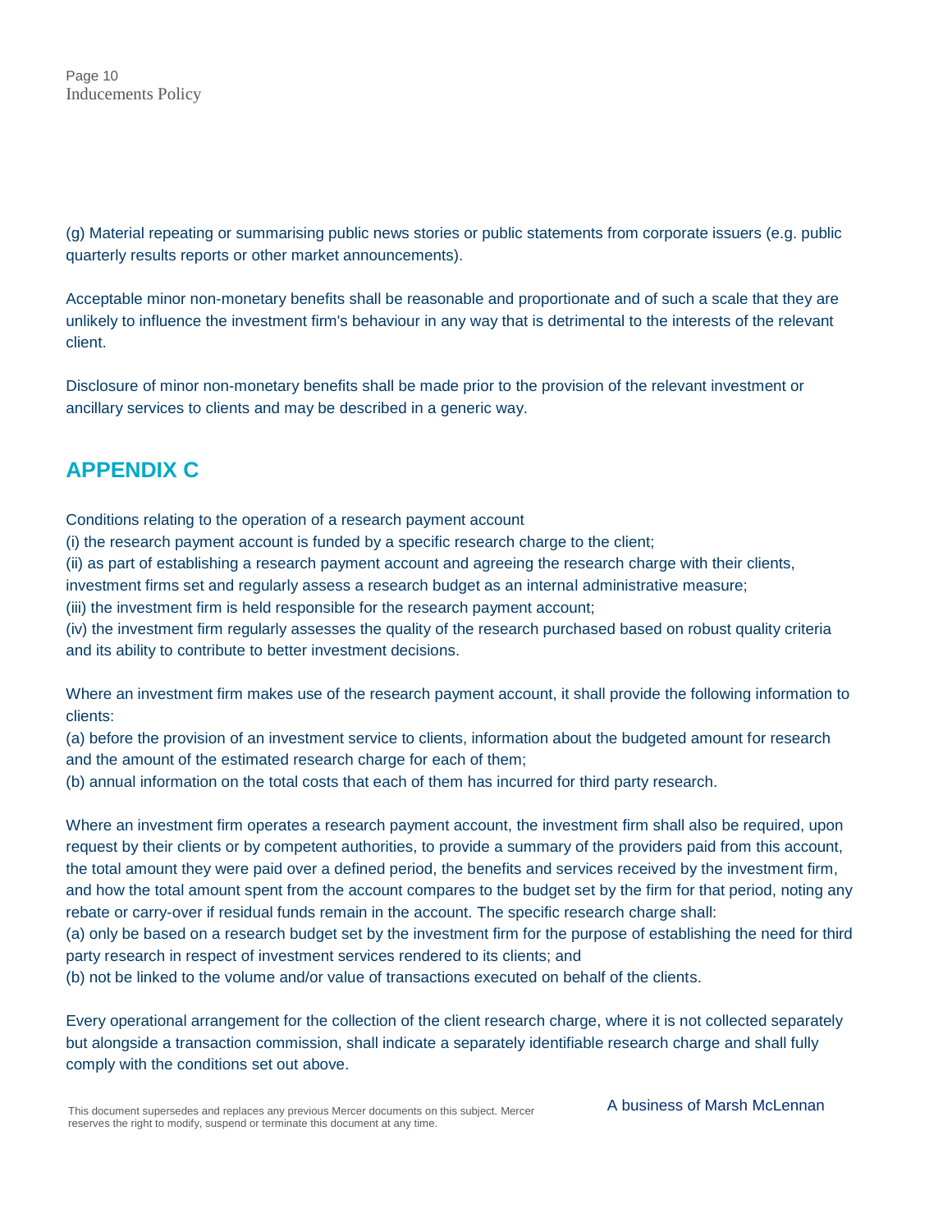(g) Material repeating or summarising public news stories or public statements from corporate issuers (e.g. public quarterly results reports or other market announcements).

Acceptable minor non-monetary benefits shall be reasonable and proportionate and of such a scale that they are unlikely to influence the investment firm's behaviour in any way that is detrimental to the interests of the relevant client.

Disclosure of minor non-monetary benefits shall be made prior to the provision of the relevant investment or ancillary services to clients and may be described in a generic way.

## APPENDIX C

Conditions relating to the operation of a research payment account
(i) the research payment account is funded by a specific research charge to the client;
(ii) as part of establishing a research payment account and agreeing the research charge with their clients, investment firms set and regularly assess a research budget as an internal administrative measure;
(iii) the investment firm is held responsible for the research payment account;
(iv) the investment firm regularly assesses the quality of the research purchased based on robust quality criteria and its ability to contribute to better investment decisions.

Where an investment firm makes use of the research payment account, it shall provide the following information to clients:
(a) before the provision of an investment service to clients, information about the budgeted amount for research and the amount of the estimated research charge for each of them;
(b) annual information on the total costs that each of them has incurred for third party research.

Where an investment firm operates a research payment account, the investment firm shall also be required, upon request by their clients or by competent authorities, to provide a summary of the providers paid from this account, the total amount they were paid over a defined period, the benefits and services received by the investment firm, and how the total amount spent from the account compares to the budget set by the firm for that period, noting any rebate or carry-over if residual funds remain in the account. The specific research charge shall:
(a) only be based on a research budget set by the investment firm for the purpose of establishing the need for third party research in respect of investment services rendered to its clients; and
(b) not be linked to the volume and/or value of transactions executed on behalf of the clients.

Every operational arrangement for the collection of the client research charge, where it is not collected separately but alongside a transaction commission, shall indicate a separately identifiable research charge and shall fully comply with the conditions set out above.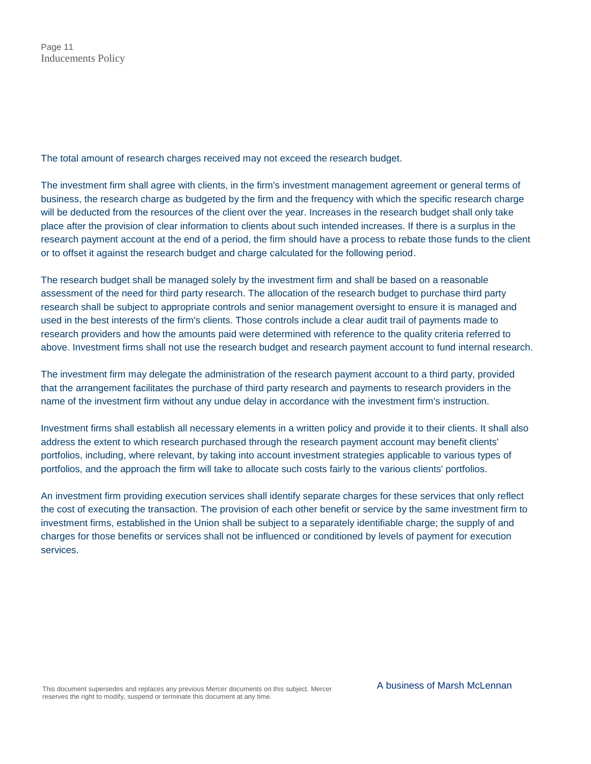The total amount of research charges received may not exceed the research budget.

The investment firm shall agree with clients, in the firm's investment management agreement or general terms of business, the research charge as budgeted by the firm and the frequency with which the specific research charge will be deducted from the resources of the client over the year. Increases in the research budget shall only take place after the provision of clear information to clients about such intended increases. If there is a surplus in the research payment account at the end of a period, the firm should have a process to rebate those funds to the client or to offset it against the research budget and charge calculated for the following period.

The research budget shall be managed solely by the investment firm and shall be based on a reasonable assessment of the need for third party research. The allocation of the research budget to purchase third party research shall be subject to appropriate controls and senior management oversight to ensure it is managed and used in the best interests of the firm's clients. Those controls include a clear audit trail of payments made to research providers and how the amounts paid were determined with reference to the quality criteria referred to above. Investment firms shall not use the research budget and research payment account to fund internal research.

The investment firm may delegate the administration of the research payment account to a third party, provided that the arrangement facilitates the purchase of third party research and payments to research providers in the name of the investment firm without any undue delay in accordance with the investment firm's instruction.

Investment firms shall establish all necessary elements in a written policy and provide it to their clients. It shall also address the extent to which research purchased through the research payment account may benefit clients' portfolios, including, where relevant, by taking into account investment strategies applicable to various types of portfolios, and the approach the firm will take to allocate such costs fairly to the various clients' portfolios.

An investment firm providing execution services shall identify separate charges for these services that only reflect the cost of executing the transaction. The provision of each other benefit or service by the same investment firm to investment firms, established in the Union shall be subject to a separately identifiable charge; the supply of and charges for those benefits or services shall not be influenced or conditioned by levels of payment for execution services.